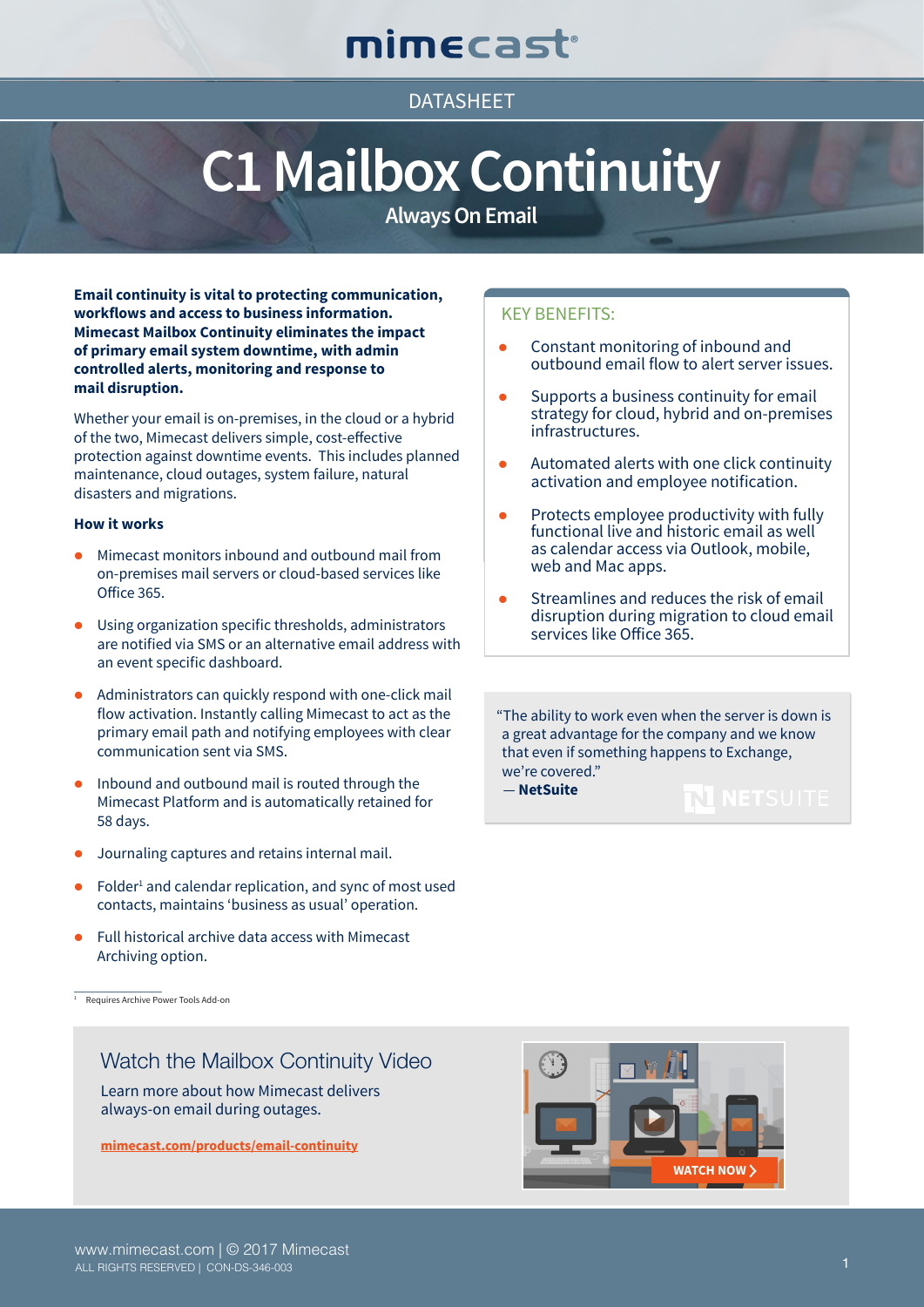mimecast

DATASHEET

# C1 Mailbox Continuity

## Always On Email

**Email continuity is vital to protecting communication, workflows and access to business information. Mimecast Mailbox Continuity eliminates the impact of primary email system downtime, with admin controlled alerts, monitoring and response to mail disruption.**

Whether your email is on-premises, in the cloud or a hybrid of the two, Mimecast delivers simple, cost-effective protection against downtime events. This includes planned maintenance, cloud outages, system failure, natural disasters and migrations.

### How it works

- Mimecast monitors inbound and outbound mail from on-premises mail servers or cloud-based services like Office 365.
- Using organization specific thresholds, administrators are notified via SMS or an alternative email address with an event specific dashboard.
- Administrators can quickly respond with one-click mail flow activation. Instantly calling Mimecast to act as the primary email path and notifying employees with clear communication sent via SMS.
- Inbound and outbound mail is routed through the Mimecast Platform and is automatically retained for 58 days.
- Journaling captures and retains internal mail.
- Folder[1] and calendar replication, and sync of most used contacts, maintains 'business as usual' operation.
- Full historical archive data access with Mimecast Archiving option.

[1] Requires Archive Power Tools Add-on

### KEY BENEFITS:

- Constant monitoring of inbound and outbound email flow to alert server issues.
- Supports a business continuity for email strategy for cloud, hybrid and on-premises infrastructures.
- Automated alerts with one click continuity activation and employee notification.
- Protects employee productivity with fully functional live and historic email as well as calendar access via Outlook, mobile, web and Mac apps.
- Streamlines and reduces the risk of email disruption during migration to cloud email services like Office 365.

"The ability to work even when the server is down is a great advantage for the company and we know that even if something happens to Exchange, we're covered."
— **NetSuite**

## Watch the Mailbox Continuity Video

Learn more about how Mimecast delivers always-on email during outages.

mimecast.com/products/email-continuity

WATCH NOW

www.mimecast.com | © 2017 Mimecast
ALL RIGHTS RESERVED | CON-DS-346-003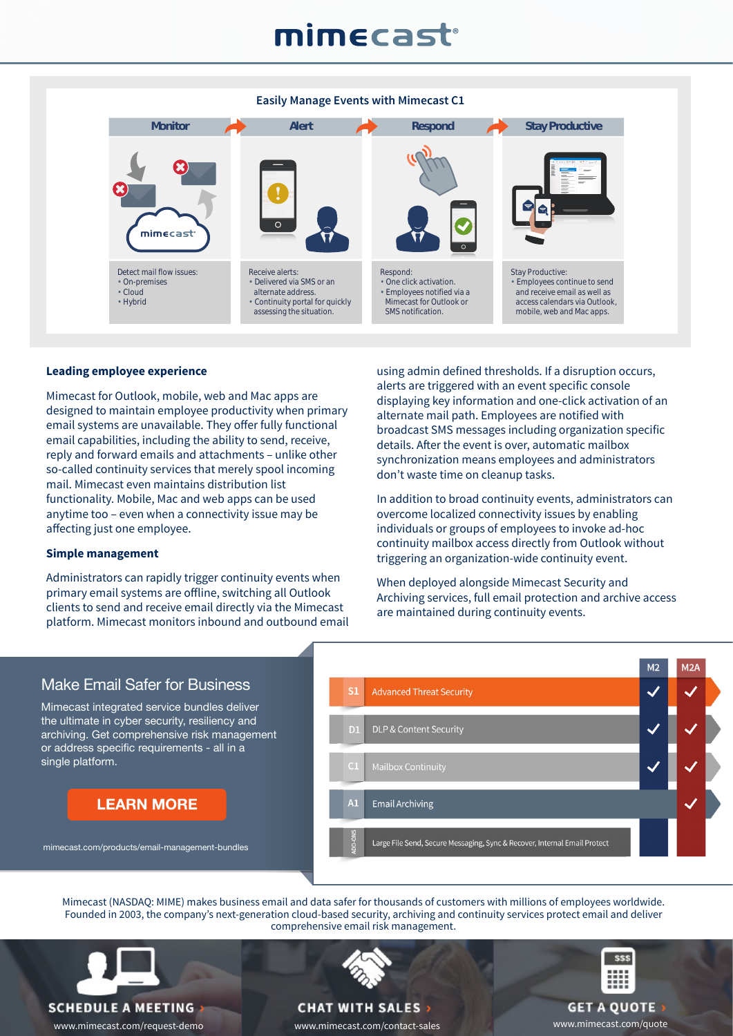# mimecast

### Easily Manage Events with Mimecast C1

| Monitor | Alert | Respond | Stay Productive |
|---|---|---|---|
| Detect mail flow issues: • On-premises • Cloud • Hybrid | Receive alerts: • Delivered via SMS or an alternate address. • Continuity portal for quickly assessing the situation. | Respond: • One click activation. • Employees notified via a Mimecast for Outlook or SMS notification. | Stay Productive: • Employees continue to send and receive email as well as access calendars via Outlook, mobile, web and Mac apps. |

### Leading employee experience

Mimecast for Outlook, mobile, web and Mac apps are designed to maintain employee productivity when primary email systems are unavailable. They offer fully functional email capabilities, including the ability to send, receive, reply and forward emails and attachments – unlike other so-called continuity services that merely spool incoming mail. Mimecast even maintains distribution list functionality. Mobile, Mac and web apps can be used anytime too – even when a connectivity issue may be affecting just one employee.

### Simple management

Administrators can rapidly trigger continuity events when primary email systems are offline, switching all Outlook clients to send and receive email directly via the Mimecast platform. Mimecast monitors inbound and outbound email using admin defined thresholds. If a disruption occurs, alerts are triggered with an event specific console displaying key information and one-click activation of an alternate mail path. Employees are notified with broadcast SMS messages including organization specific details. After the event is over, automatic mailbox synchronization means employees and administrators don't waste time on cleanup tasks.

In addition to broad continuity events, administrators can overcome localized connectivity issues by enabling individuals or groups of employees to invoke ad-hoc continuity mailbox access directly from Outlook without triggering an organization-wide continuity event.

When deployed alongside Mimecast Security and Archiving services, full email protection and archive access are maintained during continuity events.

## Make Email Safer for Business

Mimecast integrated service bundles deliver the ultimate in cyber security, resiliency and archiving. Get comprehensive risk management or address specific requirements - all in a single platform.

**LEARN MORE**

mimecast.com/products/email-management-bundles

| | | M2 | M2A |
|---|---|---|---|
| S1 | Advanced Threat Security | ✓ | ✓ |
| D1 | DLP & Content Security | ✓ | ✓ |
| C1 | Mailbox Continuity | ✓ | ✓ |
| A1 | Email Archiving | | ✓ |
| ADD-ONS | Large File Send, Secure Messaging, Sync & Recover, Internal Email Protect | | |

Mimecast (NASDAQ: MIME) makes business email and data safer for thousands of customers with millions of employees worldwide. Founded in 2003, the company's next-generation cloud-based security, archiving and continuity services protect email and deliver comprehensive email risk management.

**SCHEDULE A MEETING ›** www.mimecast.com/request-demo

**CHAT WITH SALES ›** www.mimecast.com/contact-sales

**GET A QUOTE ›** www.mimecast.com/quote